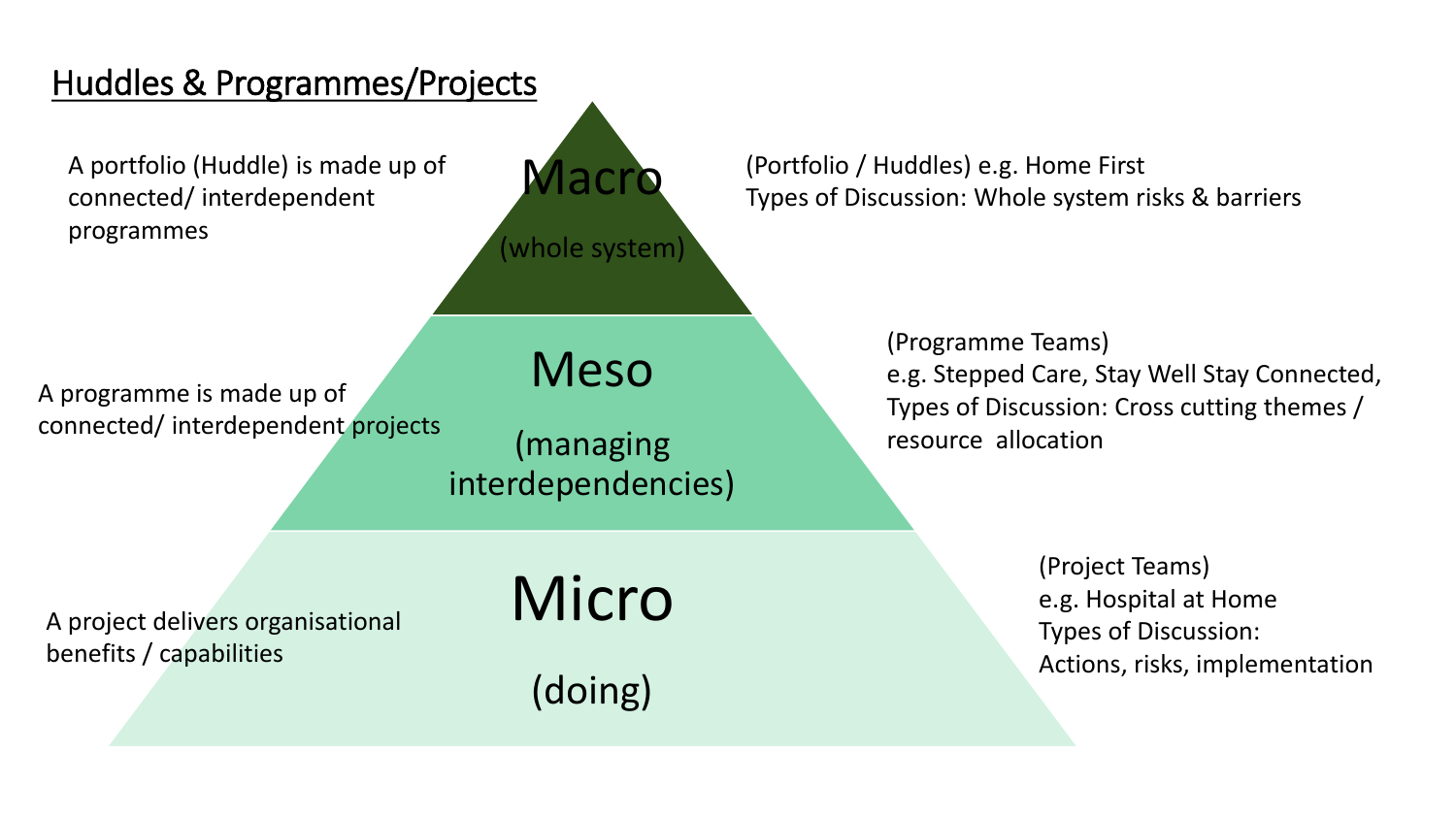# Huddles & Programmes/Projects

A portfolio (Huddle) is made up of connected/ interdependent programmes

**Macro**

(whole system)

(Portfolio / Huddles) e.g. Home First
Types of Discussion: Whole system risks & barriers

A programme is made up of connected/ interdependent projects

**Meso**

(managing interdependencies)

(Programme Teams)
e.g. Stepped Care, Stay Well Stay Connected,
Types of Discussion: Cross cutting themes / resource allocation

A project delivers organisational benefits / capabilities

**Micro**

(doing)

(Project Teams)
e.g. Hospital at Home
Types of Discussion:
Actions, risks, implementation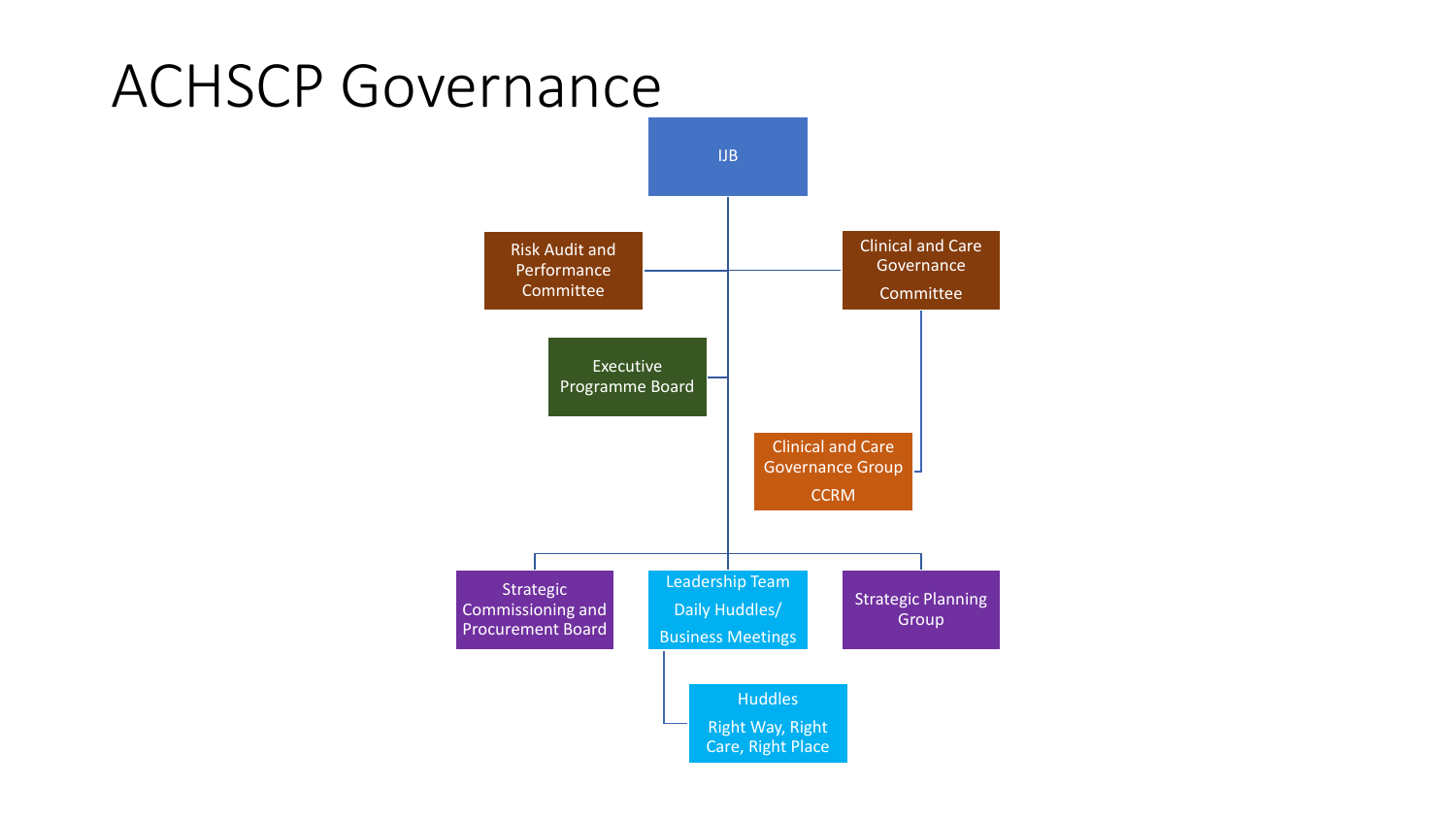# ACHSCP Governance

- IJB
  - Risk Audit and Performance Committee
  - Clinical and Care Governance Committee
    - Clinical and Care Governance Group CCRM
  - Executive Programme Board
  - Strategic Commissioning and Procurement Board
  - Leadership Team Daily Huddles/ Business Meetings
    - Huddles Right Way, Right Care, Right Place
  - Strategic Planning Group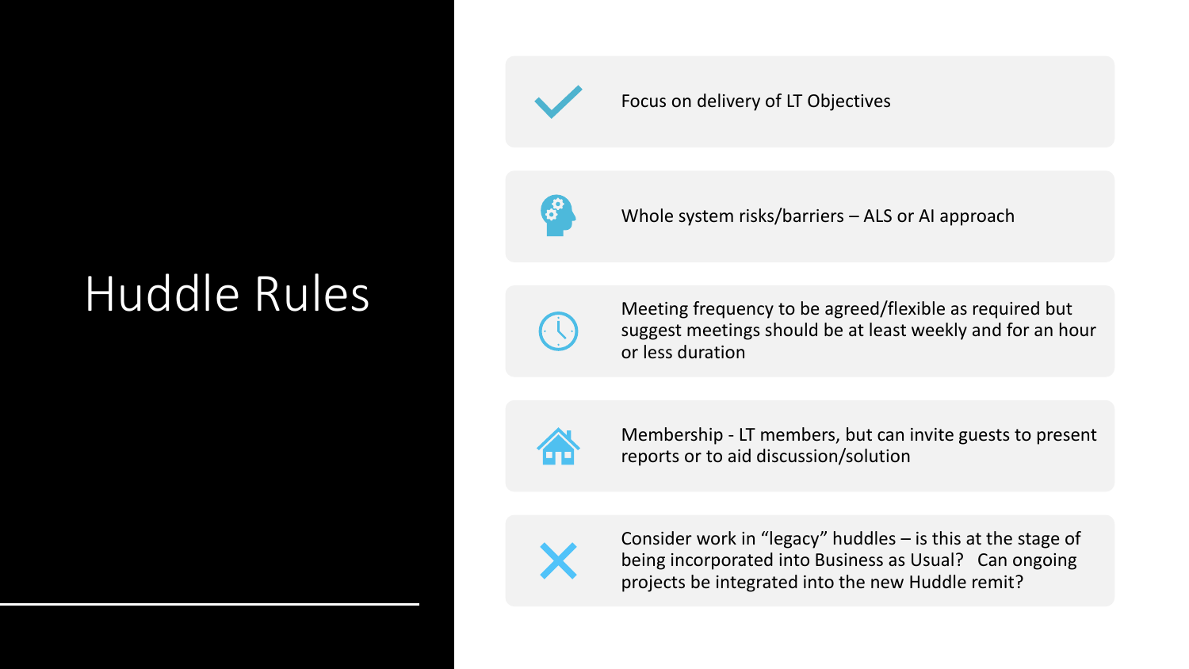# Huddle Rules

- Focus on delivery of LT Objectives
- Whole system risks/barriers – ALS or AI approach
- Meeting frequency to be agreed/flexible as required but suggest meetings should be at least weekly and for an hour or less duration
- Membership - LT members, but can invite guests to present reports or to aid discussion/solution
- Consider work in "legacy" huddles – is this at the stage of being incorporated into Business as Usual? Can ongoing projects be integrated into the new Huddle remit?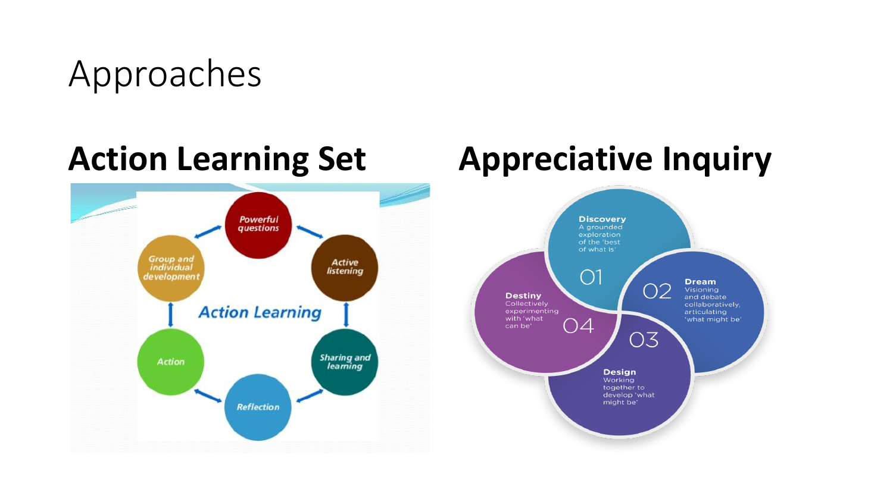# Approaches

## Action Learning Set

Action Learning

- Powerful questions
- Active listening
- Sharing and learning
- Reflection
- Action
- Group and individual development

## Appreciative Inquiry

01 **Discovery** A grounded exploration of the 'best of what is'

02 **Dream** Visioning and debate collaboratively, articulating 'what might be'

03 **Design** Working together to develop 'what might be'

04 **Destiny** Collectively experimenting with 'what can be'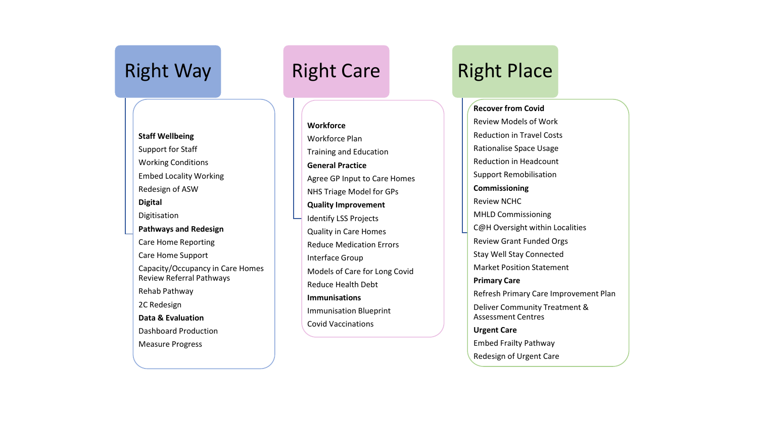## Right Way

**Staff Wellbeing**
- Support for Staff
- Working Conditions
- Embed Locality Working
- Redesign of ASW

**Digital**
- Digitisation

**Pathways and Redesign**
- Care Home Reporting
- Care Home Support
- Capacity/Occupancy in Care Homes Review Referral Pathways
- Rehab Pathway
- 2C Redesign

**Data & Evaluation**
- Dashboard Production
- Measure Progress

## Right Care

**Workforce**
- Workforce Plan
- Training and Education

**General Practice**
- Agree GP Input to Care Homes
- NHS Triage Model for GPs

**Quality Improvement**
- Identify LSS Projects
- Quality in Care Homes
- Reduce Medication Errors
- Interface Group
- Models of Care for Long Covid
- Reduce Health Debt

**Immunisations**
- Immunisation Blueprint
- Covid Vaccinations

## Right Place

**Recover from Covid**
- Review Models of Work
- Reduction in Travel Costs
- Rationalise Space Usage
- Reduction in Headcount
- Support Remobilisation

**Commissioning**
- Review NCHC
- MHLD Commissioning
- C@H Oversight within Localities
- Review Grant Funded Orgs
- Stay Well Stay Connected
- Market Position Statement

**Primary Care**
- Refresh Primary Care Improvement Plan
- Deliver Community Treatment & Assessment Centres

**Urgent Care**
- Embed Frailty Pathway
- Redesign of Urgent Care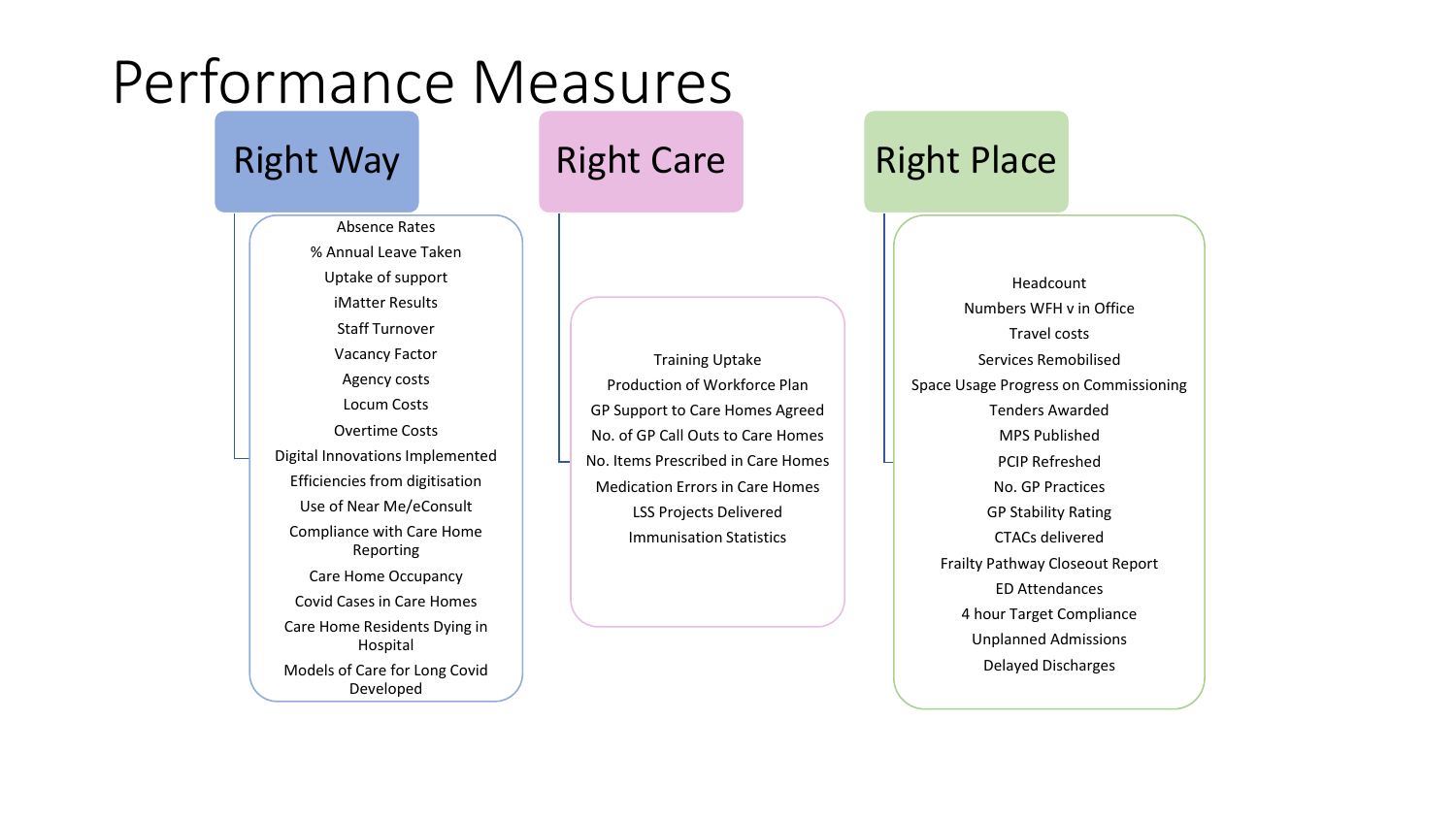# Performance Measures

## Right Way

- Absence Rates
- % Annual Leave Taken
- Uptake of support
- iMatter Results
- Staff Turnover
- Vacancy Factor
- Agency costs
- Locum Costs
- Overtime Costs
- Digital Innovations Implemented
- Efficiencies from digitisation
- Use of Near Me/eConsult
- Compliance with Care Home Reporting
- Care Home Occupancy
- Covid Cases in Care Homes
- Care Home Residents Dying in Hospital
- Models of Care for Long Covid Developed

## Right Care

- Training Uptake
- Production of Workforce Plan
- GP Support to Care Homes Agreed
- No. of GP Call Outs to Care Homes
- No. Items Prescribed in Care Homes
- Medication Errors in Care Homes
- LSS Projects Delivered
- Immunisation Statistics

## Right Place

- Headcount
- Numbers WFH v in Office
- Travel costs
- Services Remobilised
- Space Usage Progress on Commissioning
- Tenders Awarded
- MPS Published
- PCIP Refreshed
- No. GP Practices
- GP Stability Rating
- CTACs delivered
- Frailty Pathway Closeout Report
- ED Attendances
- 4 hour Target Compliance
- Unplanned Admissions
- Delayed Discharges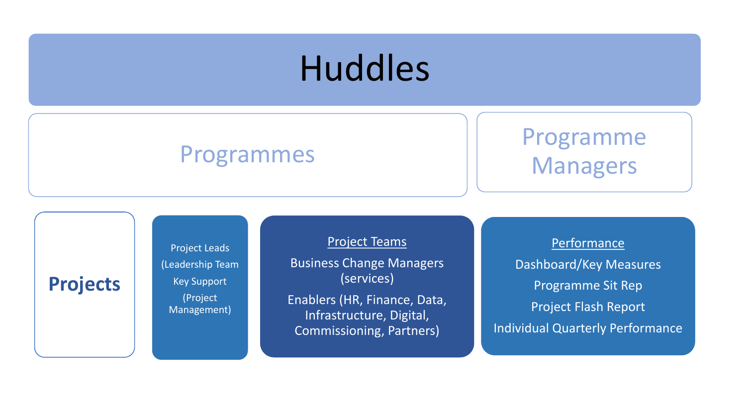# Huddles

## Programmes

## Programme Managers

### Projects

Project Leads
(Leadership Team
Key Support
(Project Management)

Project Teams

Business Change Managers (services)

Enablers (HR, Finance, Data, Infrastructure, Digital, Commissioning, Partners)

Performance

Dashboard/Key Measures

Programme Sit Rep

Project Flash Report

Individual Quarterly Performance